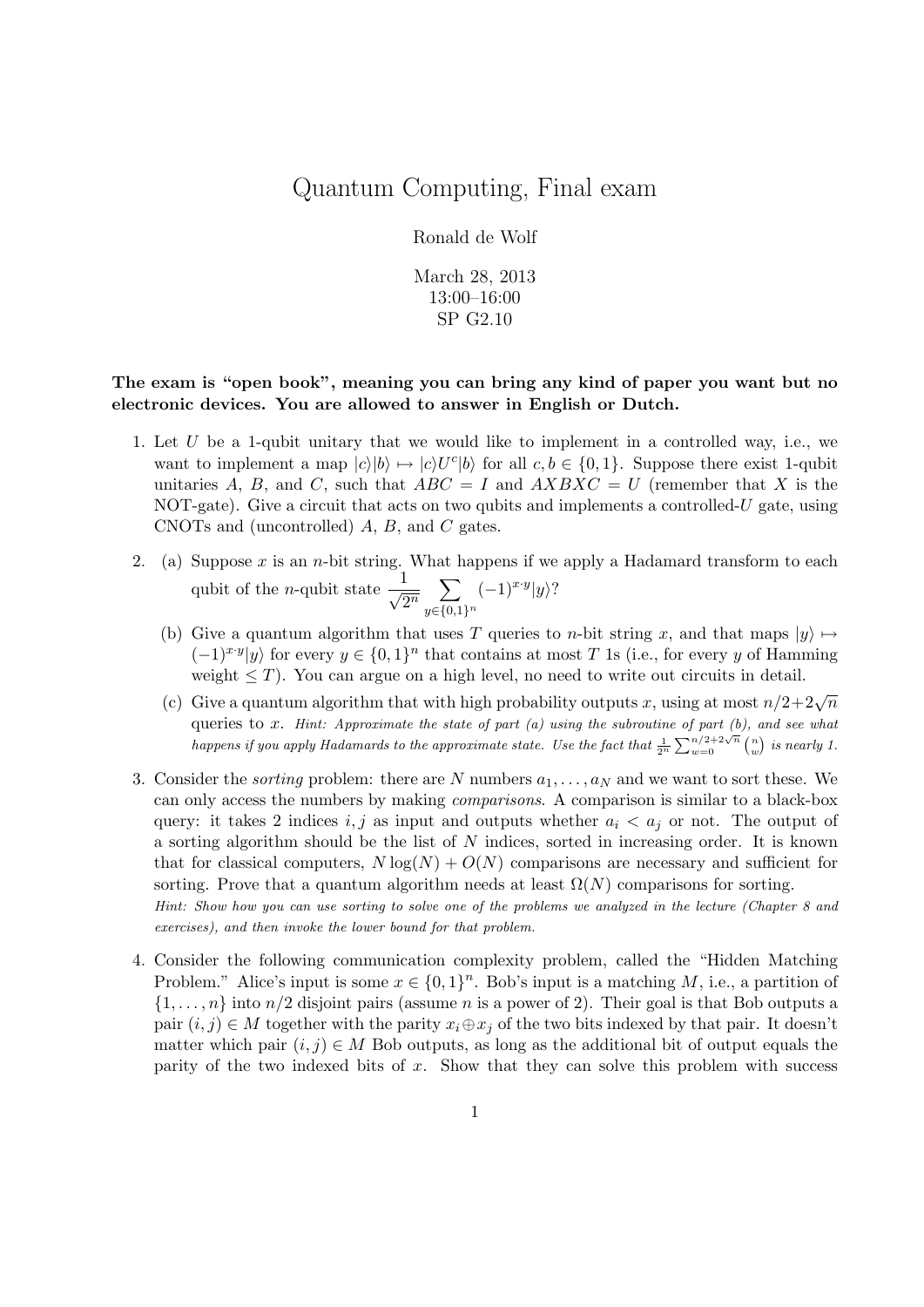# Quantum Computing, Final exam

Ronald de Wolf

March 28, 2013
13:00–16:00
SP G2.10

**The exam is "open book", meaning you can bring any kind of paper you want but no electronic devices. You are allowed to answer in English or Dutch.**

1. Let $U$ be a 1-qubit unitary that we would like to implement in a controlled way, i.e., we want to implement a map $|c\rangle|b\rangle \mapsto |c\rangle U^c|b\rangle$ for all $c, b \in \{0, 1\}$. Suppose there exist 1-qubit unitaries $A$, $B$, and $C$, such that $ABC = I$ and $AXBXC = U$ (remember that $X$ is the NOT-gate). Give a circuit that acts on two qubits and implements a controlled-$U$ gate, using CNOTs and (uncontrolled) $A$, $B$, and $C$ gates.

2. (a) Suppose $x$ is an $n$-bit string. What happens if we apply a Hadamard transform to each qubit of the $n$-qubit state $\frac{1}{\sqrt{2^n}} \sum_{y \in \{0,1\}^n} (-1)^{x \cdot y}|y\rangle$?

   (b) Give a quantum algorithm that uses $T$ queries to $n$-bit string $x$, and that maps $|y\rangle \mapsto (-1)^{x \cdot y}|y\rangle$ for every $y \in \{0, 1\}^n$ that contains at most $T$ 1s (i.e., for every $y$ of Hamming weight $\leq T$). You can argue on a high level, no need to write out circuits in detail.

   (c) Give a quantum algorithm that with high probability outputs $x$, using at most $n/2 + 2\sqrt{n}$ queries to $x$. *Hint: Approximate the state of part (a) using the subroutine of part (b), and see what happens if you apply Hadamards to the approximate state. Use the fact that $\frac{1}{2^n} \sum_{w=0}^{n/2+2\sqrt{n}} \binom{n}{w}$ is nearly 1.*

3. Consider the *sorting* problem: there are $N$ numbers $a_1, \ldots, a_N$ and we want to sort these. We can only access the numbers by making *comparisons*. A comparison is similar to a black-box query: it takes 2 indices $i, j$ as input and outputs whether $a_i < a_j$ or not. The output of a sorting algorithm should be the list of $N$ indices, sorted in increasing order. It is known that for classical computers, $N \log(N) + O(N)$ comparisons are necessary and sufficient for sorting. Prove that a quantum algorithm needs at least $\Omega(N)$ comparisons for sorting.
   *Hint: Show how you can use sorting to solve one of the problems we analyzed in the lecture (Chapter 8 and exercises), and then invoke the lower bound for that problem.*

4. Consider the following communication complexity problem, called the "Hidden Matching Problem." Alice's input is some $x \in \{0, 1\}^n$. Bob's input is a matching $M$, i.e., a partition of $\{1, \ldots, n\}$ into $n/2$ disjoint pairs (assume $n$ is a power of 2). Their goal is that Bob outputs a pair $(i, j) \in M$ together with the parity $x_i \oplus x_j$ of the two bits indexed by that pair. It doesn't matter which pair $(i, j) \in M$ Bob outputs, as long as the additional bit of output equals the parity of the two indexed bits of $x$. Show that they can solve this problem with success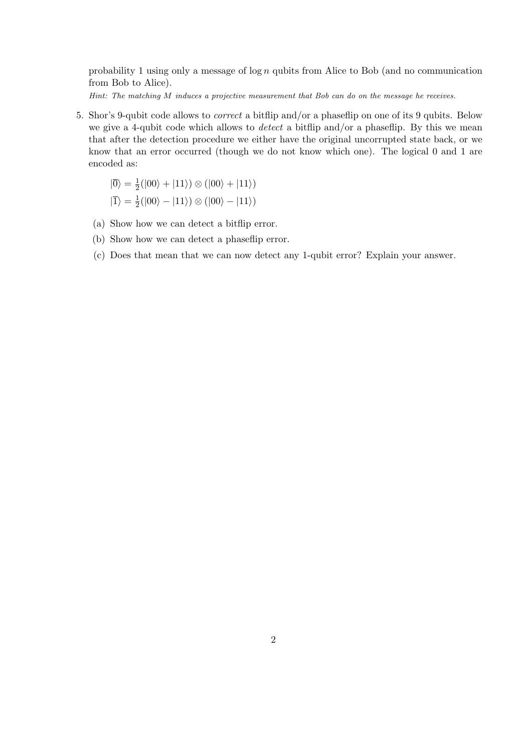probability 1 using only a message of $\log n$ qubits from Alice to Bob (and no communication from Bob to Alice).

*Hint: The matching $M$ induces a projective measurement that Bob can do on the message he receives.*

5. Shor's 9-qubit code allows to *correct* a bitflip and/or a phaseflip on one of its 9 qubits. Below we give a 4-qubit code which allows to *detect* a bitflip and/or a phaseflip. By this we mean that after the detection procedure we either have the original uncorrupted state back, or we know that an error occurred (though we do not know which one). The logical 0 and 1 are encoded as:

$$|\overline{0}\rangle = \frac{1}{2}(|00\rangle + |11\rangle) \otimes (|00\rangle + |11\rangle)$$
$$|\overline{1}\rangle = \frac{1}{2}(|00\rangle - |11\rangle) \otimes (|00\rangle - |11\rangle)$$

   (a) Show how we can detect a bitflip error.

   (b) Show how we can detect a phaseflip error.

   (c) Does that mean that we can now detect any 1-qubit error? Explain your answer.